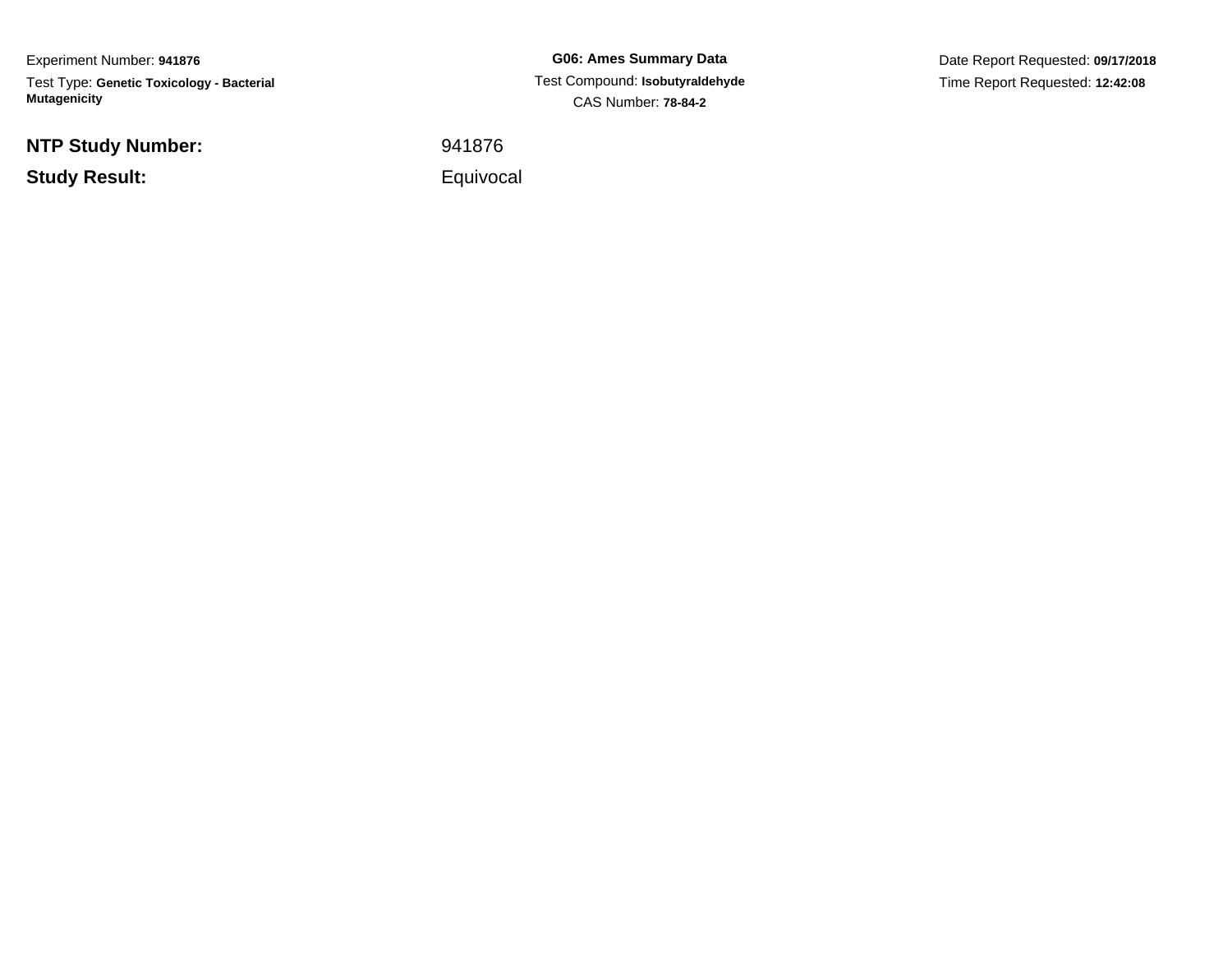Experiment Number: **941876**

Test Type: **Genetic Toxicology - Bacterial Mutagenicity**

**G06: Ames Summary Data**

Test Compound: **Isobutyraldehyde**

CAS Number: **78-84-2**

Date Report Requested: **09/17/2018**

Time Report Requested: **12:42:08**

**NTP Study Number:** 941876

**Study Result:** Equivocal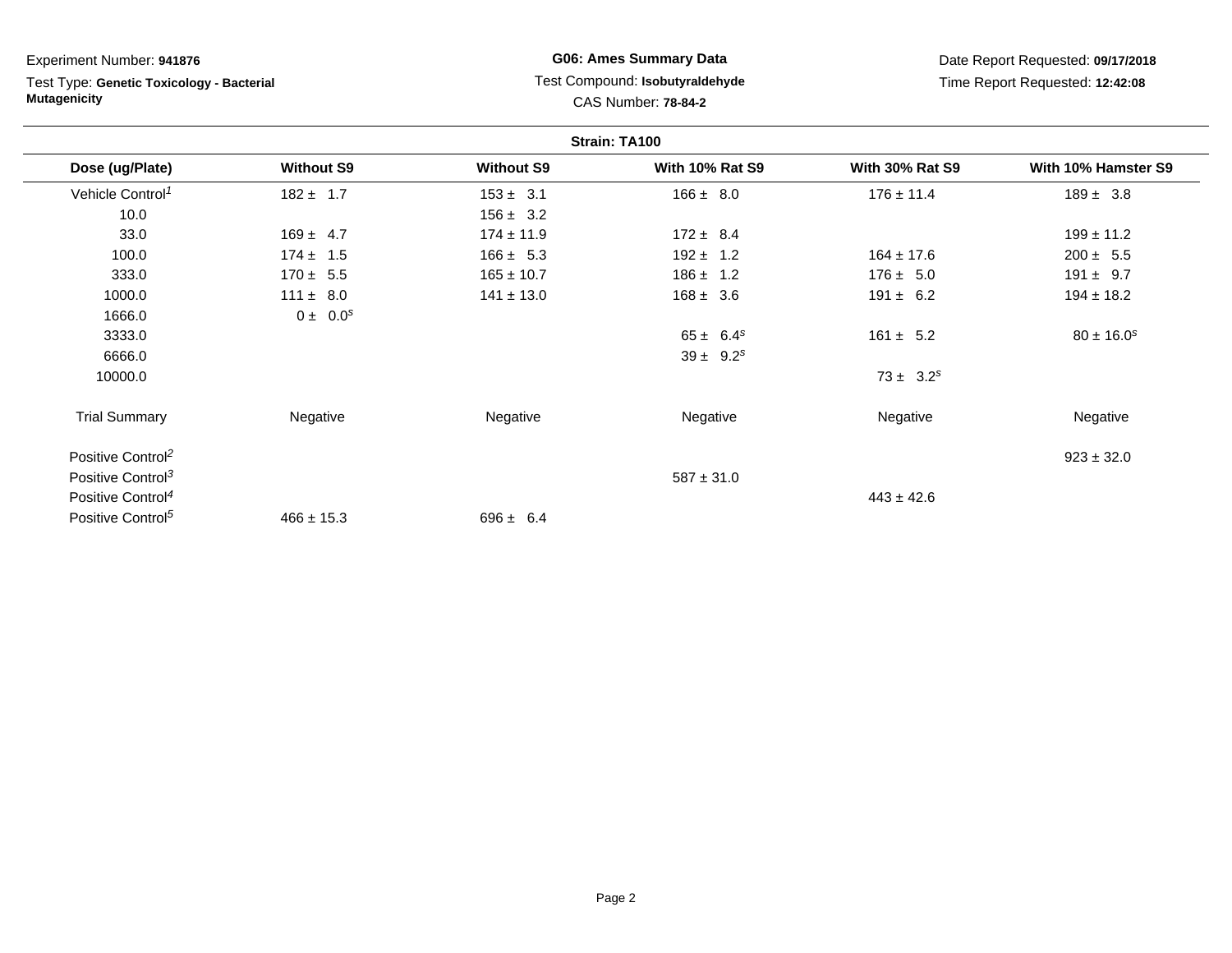Experiment Number: **941876**

Test Type: **Genetic Toxicology - Bacterial Mutagenicity**

**G06: Ames Summary Data**

Test Compound: **Isobutyraldehyde**

CAS Number: **78-84-2**

Date Report Requested: **09/17/2018**

Time Report Requested: **12:42:08**

**Strain: TA100**

| Dose (ug/Plate) | Without S9 | Without S9 | With 10% Rat S9 | With 30% Rat S9 | With 10% Hamster S9 |
|---|---|---|---|---|---|
| Vehicle Control[1] | 182 ± 1.7 | 153 ± 3.1 | 166 ± 8.0 | 176 ± 11.4 | 189 ± 3.8 |
| 10.0 | | 156 ± 3.2 | | | |
| 33.0 | 169 ± 4.7 | 174 ± 11.9 | 172 ± 8.4 | | 199 ± 11.2 |
| 100.0 | 174 ± 1.5 | 166 ± 5.3 | 192 ± 1.2 | 164 ± 17.6 | 200 ± 5.5 |
| 333.0 | 170 ± 5.5 | 165 ± 10.7 | 186 ± 1.2 | 176 ± 5.0 | 191 ± 9.7 |
| 1000.0 | 111 ± 8.0 | 141 ± 13.0 | 168 ± 3.6 | 191 ± 6.2 | 194 ± 18.2 |
| 1666.0 | 0 ± 0.0[s] | | | | |
| 3333.0 | | | 65 ± 6.4[s] | 161 ± 5.2 | 80 ± 16.0[s] |
| 6666.0 | | | 39 ± 9.2[s] | | |
| 10000.0 | | | | 73 ± 3.2[s] | |
| Trial Summary | Negative | Negative | Negative | Negative | Negative |
| Positive Control[2] | | | | | 923 ± 32.0 |
| Positive Control[3] | | | 587 ± 31.0 | | |
| Positive Control[4] | | | | 443 ± 42.6 | |
| Positive Control[5] | 466 ± 15.3 | 696 ± 6.4 | | | |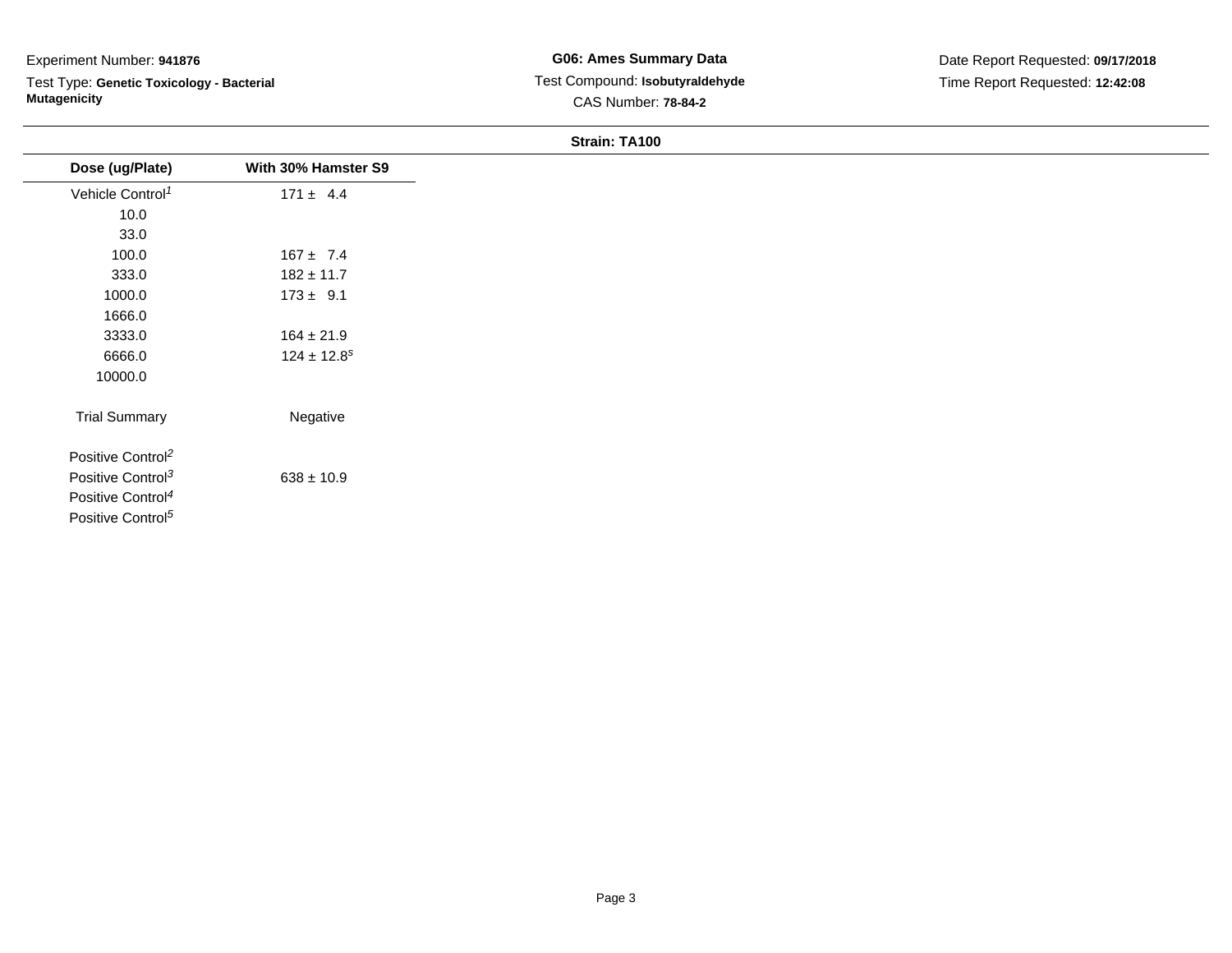Experiment Number: **941876**

Test Type: **Genetic Toxicology - Bacterial Mutagenicity**

**G06: Ames Summary Data**

Test Compound: **Isobutyraldehyde**

CAS Number: **78-84-2**

Date Report Requested: **09/17/2018**

Time Report Requested: **12:42:08**

**Strain: TA100**

| Dose (ug/Plate) | With 30% Hamster S9 |
| --- | --- |
| Vehicle Control[1] | 171 ± 4.4 |
| 10.0 | |
| 33.0 | |
| 100.0 | 167 ± 7.4 |
| 333.0 | 182 ± 11.7 |
| 1000.0 | 173 ± 9.1 |
| 1666.0 | |
| 3333.0 | 164 ± 21.9 |
| 6666.0 | 124 ± 12.8[s] |
| 10000.0 | |
| Trial Summary | Negative |
| Positive Control[2] | |
| Positive Control[3] | 638 ± 10.9 |
| Positive Control[4] | |
| Positive Control[5] | |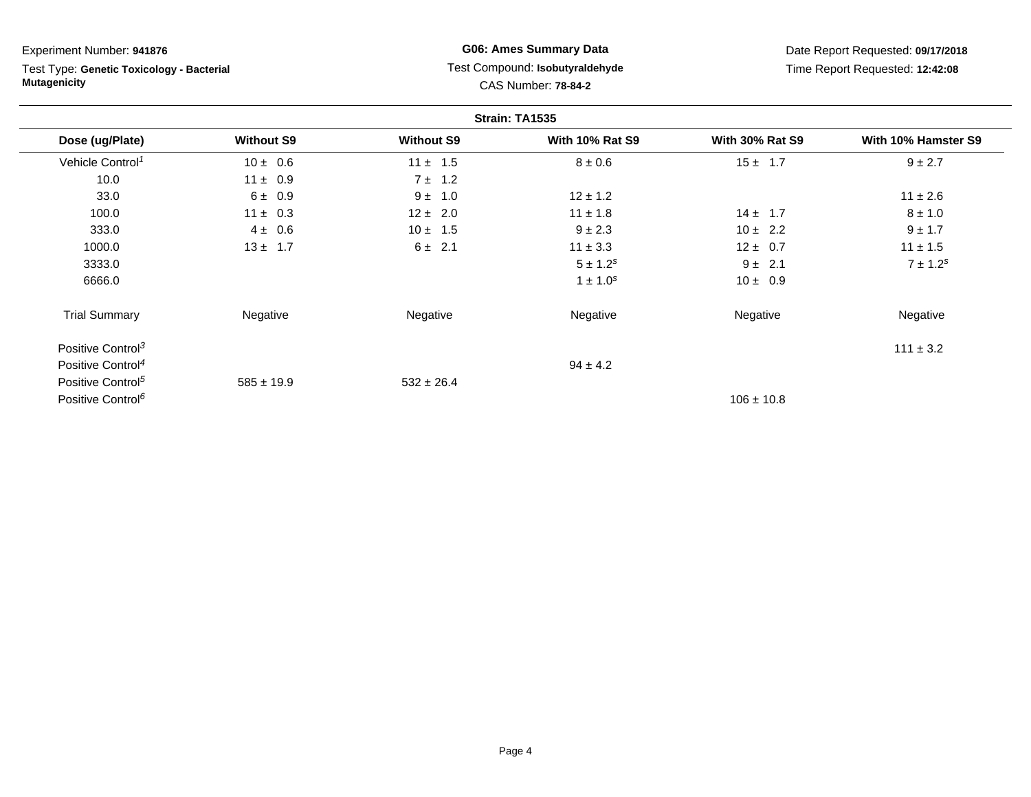Experiment Number: **941876**

Test Type: **Genetic Toxicology - Bacterial Mutagenicity**

## G06: Ames Summary Data

Test Compound: **Isobutyraldehyde**

CAS Number: **78-84-2**

Date Report Requested: **09/17/2018**

Time Report Requested: **12:42:08**

**Strain: TA1535**

| Dose (ug/Plate) | Without S9 | Without S9 | With 10% Rat S9 | With 30% Rat S9 | With 10% Hamster S9 |
|---|---|---|---|---|---|
| Vehicle Control[1] | 10 ± 0.6 | 11 ± 1.5 | 8 ± 0.6 | 15 ± 1.7 | 9 ± 2.7 |
| 10.0 | 11 ± 0.9 | 7 ± 1.2 | | | |
| 33.0 | 6 ± 0.9 | 9 ± 1.0 | 12 ± 1.2 | | 11 ± 2.6 |
| 100.0 | 11 ± 0.3 | 12 ± 2.0 | 11 ± 1.8 | 14 ± 1.7 | 8 ± 1.0 |
| 333.0 | 4 ± 0.6 | 10 ± 1.5 | 9 ± 2.3 | 10 ± 2.2 | 9 ± 1.7 |
| 1000.0 | 13 ± 1.7 | 6 ± 2.1 | 11 ± 3.3 | 12 ± 0.7 | 11 ± 1.5 |
| 3333.0 | | | 5 ± 1.2[s] | 9 ± 2.1 | 7 ± 1.2[s] |
| 6666.0 | | | 1 ± 1.0[s] | 10 ± 0.9 | |
| Trial Summary | Negative | Negative | Negative | Negative | Negative |
| Positive Control[3] | | | | | 111 ± 3.2 |
| Positive Control[4] | | | 94 ± 4.2 | | |
| Positive Control[5] | 585 ± 19.9 | 532 ± 26.4 | | | |
| Positive Control[6] | | | | 106 ± 10.8 | |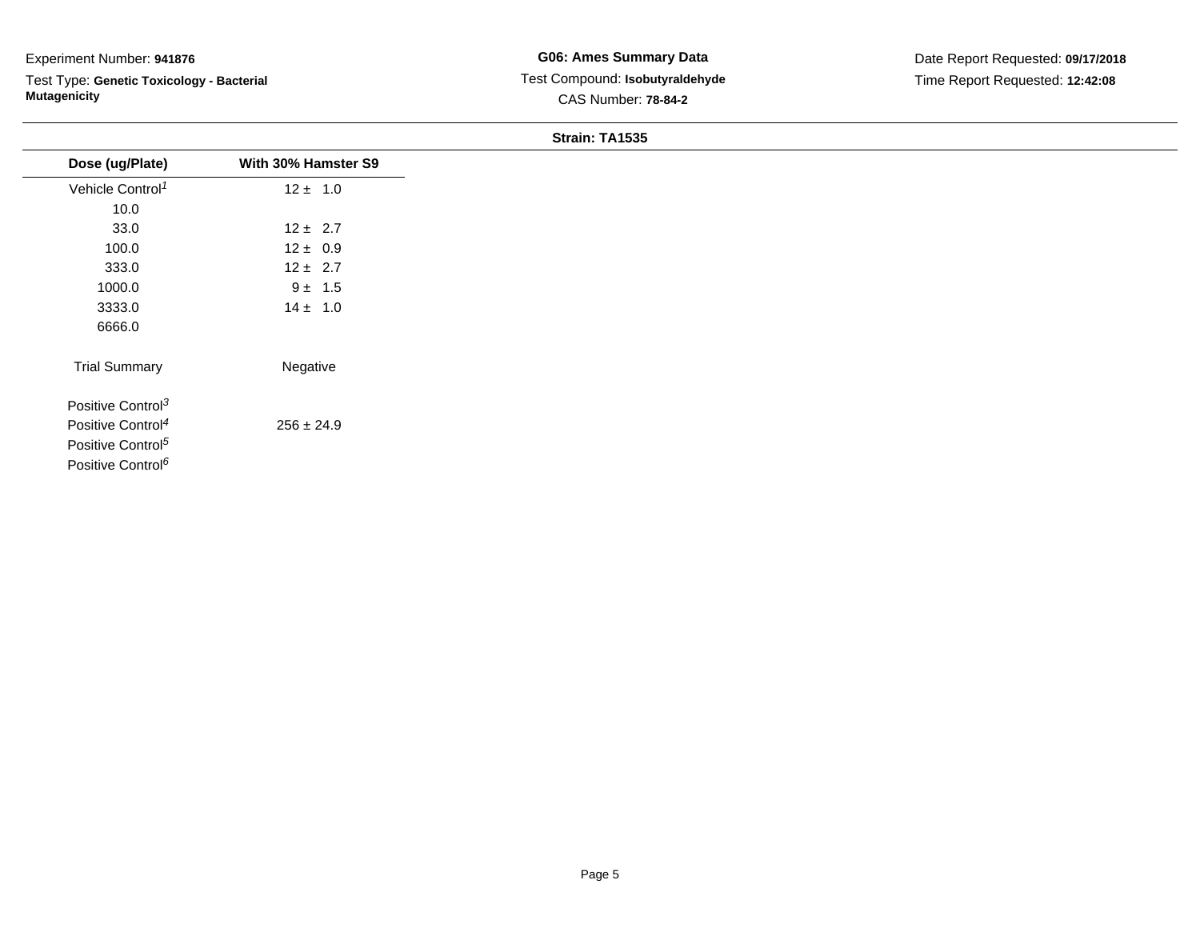Experiment Number: **941876**

Test Type: **Genetic Toxicology - Bacterial Mutagenicity**

**G06: Ames Summary Data**

Test Compound: **Isobutyraldehyde**

CAS Number: **78-84-2**

Date Report Requested: **09/17/2018**

Time Report Requested: **12:42:08**

**Strain: TA1535**

| Dose (ug/Plate) | With 30% Hamster S9 |
|---|---|
| Vehicle Control[1] | 12 ± 1.0 |
| 10.0 | |
| 33.0 | 12 ± 2.7 |
| 100.0 | 12 ± 0.9 |
| 333.0 | 12 ± 2.7 |
| 1000.0 | 9 ± 1.5 |
| 3333.0 | 14 ± 1.0 |
| 6666.0 | |
| Trial Summary | Negative |
| Positive Control[3] | |
| Positive Control[4] | 256 ± 24.9 |
| Positive Control[5] | |
| Positive Control[6] | |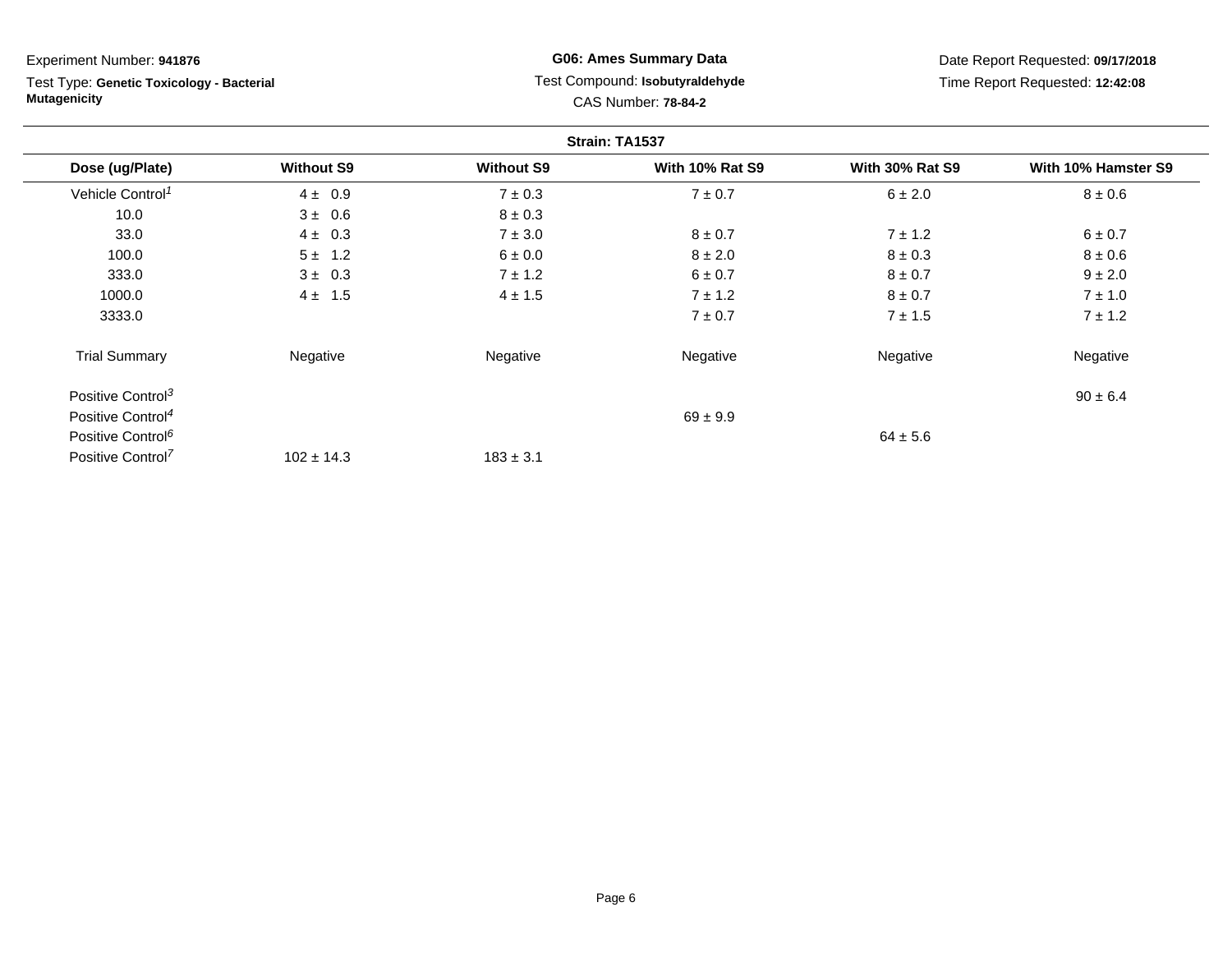Experiment Number: **941876**

Test Type: **Genetic Toxicology - Bacterial Mutagenicity**

**G06: Ames Summary Data**

Test Compound: **Isobutyraldehyde**

CAS Number: **78-84-2**

Date Report Requested: **09/17/2018**

Time Report Requested: **12:42:08**

**Strain: TA1537**

| Dose (ug/Plate) | Without S9 | Without S9 | With 10% Rat S9 | With 30% Rat S9 | With 10% Hamster S9 |
|---|---|---|---|---|---|
| Vehicle Control[1] | 4 ± 0.9 | 7 ± 0.3 | 7 ± 0.7 | 6 ± 2.0 | 8 ± 0.6 |
| 10.0 | 3 ± 0.6 | 8 ± 0.3 | | | |
| 33.0 | 4 ± 0.3 | 7 ± 3.0 | 8 ± 0.7 | 7 ± 1.2 | 6 ± 0.7 |
| 100.0 | 5 ± 1.2 | 6 ± 0.0 | 8 ± 2.0 | 8 ± 0.3 | 8 ± 0.6 |
| 333.0 | 3 ± 0.3 | 7 ± 1.2 | 6 ± 0.7 | 8 ± 0.7 | 9 ± 2.0 |
| 1000.0 | 4 ± 1.5 | 4 ± 1.5 | 7 ± 1.2 | 8 ± 0.7 | 7 ± 1.0 |
| 3333.0 | | | 7 ± 0.7 | 7 ± 1.5 | 7 ± 1.2 |
| Trial Summary | Negative | Negative | Negative | Negative | Negative |
| Positive Control[3] | | | | | 90 ± 6.4 |
| Positive Control[4] | | | 69 ± 9.9 | | |
| Positive Control[6] | | | | 64 ± 5.6 | |
| Positive Control[7] | 102 ± 14.3 | 183 ± 3.1 | | | |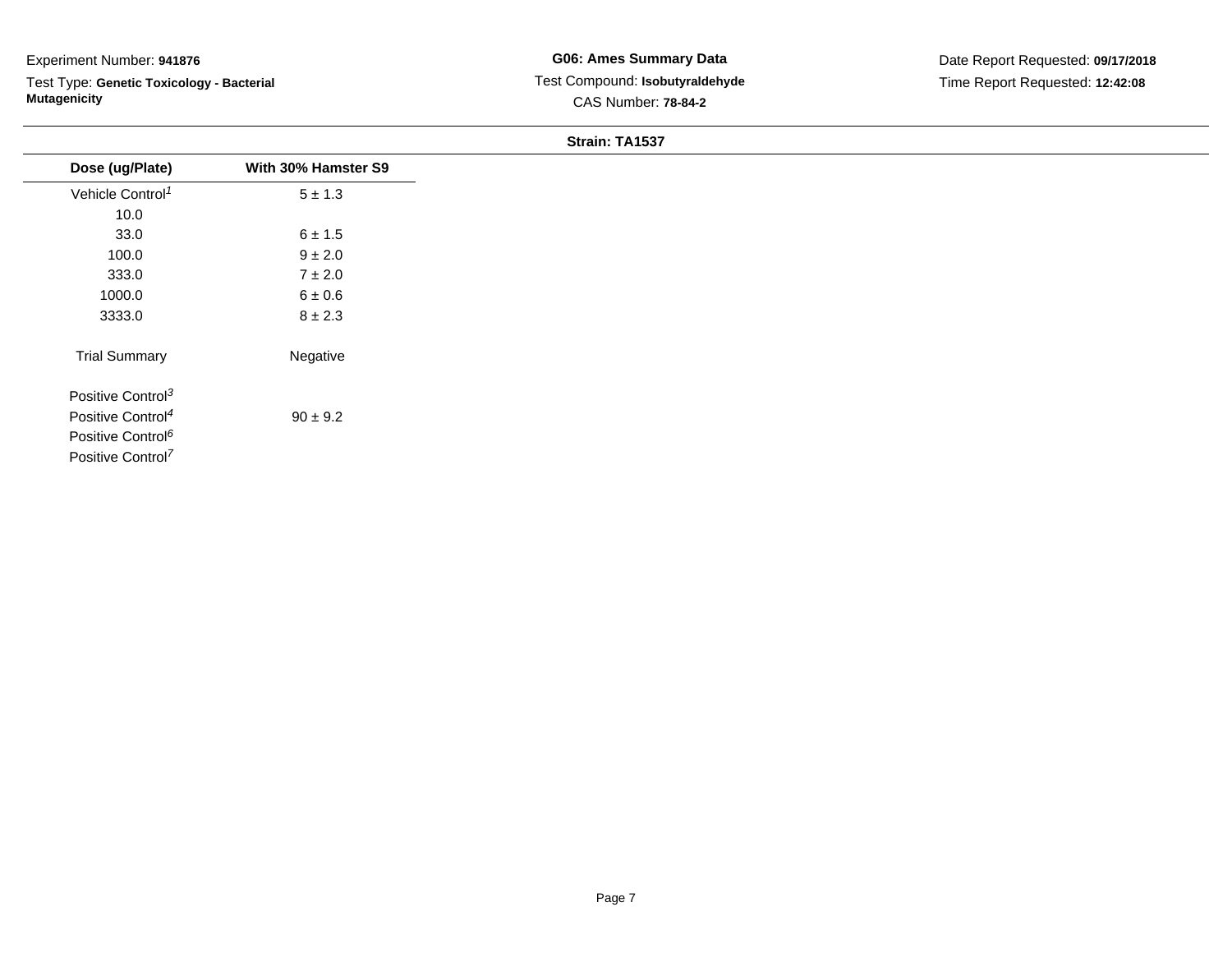Experiment Number: **941876**

Test Type: **Genetic Toxicology - Bacterial Mutagenicity**

**G06: Ames Summary Data**

Test Compound: **Isobutyraldehyde**

CAS Number: **78-84-2**

Date Report Requested: **09/17/2018**

Time Report Requested: **12:42:08**

**Strain: TA1537**

| Dose (ug/Plate) | With 30% Hamster S9 |
|---|---|
| Vehicle Control[1] | 5 ± 1.3 |
| 10.0 | |
| 33.0 | 6 ± 1.5 |
| 100.0 | 9 ± 2.0 |
| 333.0 | 7 ± 2.0 |
| 1000.0 | 6 ± 0.6 |
| 3333.0 | 8 ± 2.3 |
| Trial Summary | Negative |
| Positive Control[3] | |
| Positive Control[4] | 90 ± 9.2 |
| Positive Control[6] | |
| Positive Control[7] | |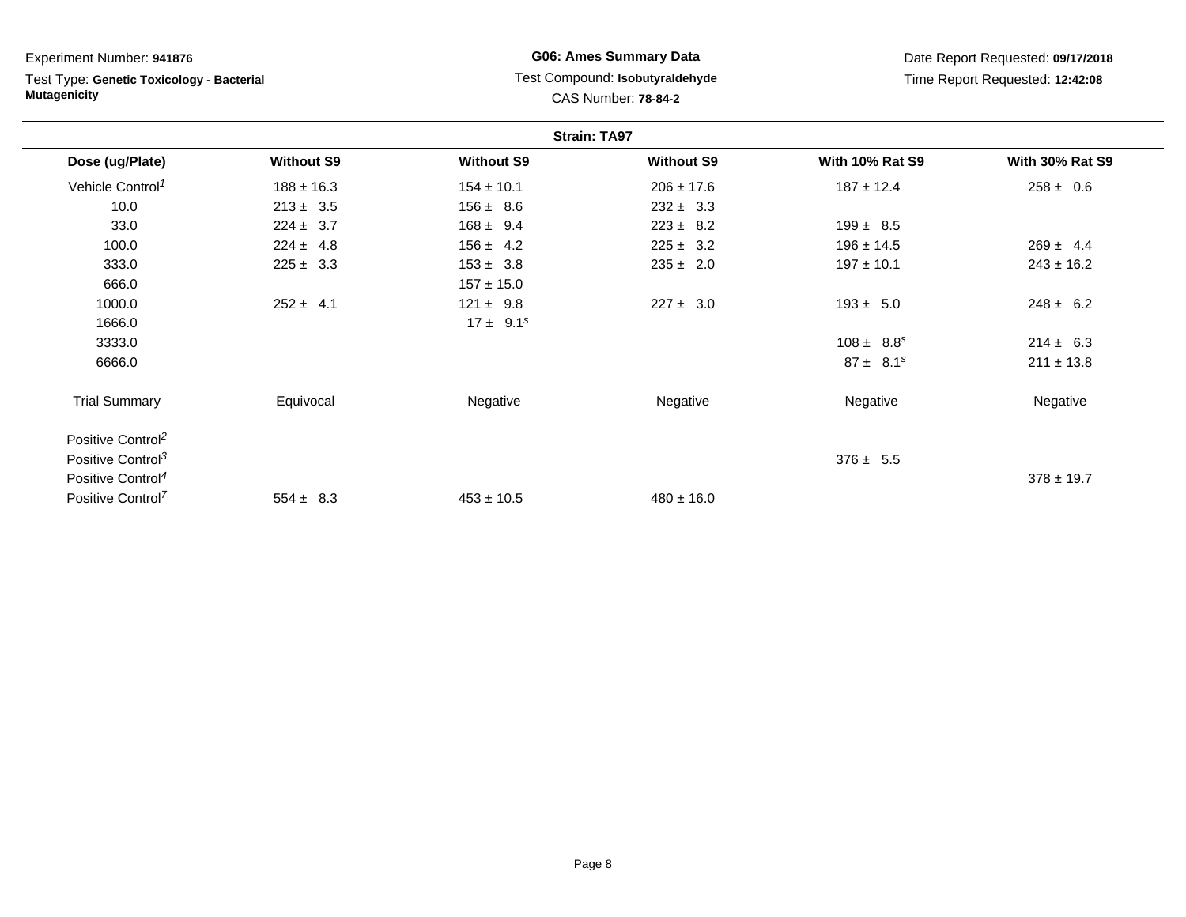Experiment Number: **941876**

Test Type: **Genetic Toxicology - Bacterial Mutagenicity**

**G06: Ames Summary Data**

Test Compound: **Isobutyraldehyde**

CAS Number: **78-84-2**

Date Report Requested: **09/17/2018**

Time Report Requested: **12:42:08**

**Strain: TA97**

| Dose (ug/Plate) | Without S9 | Without S9 | Without S9 | With 10% Rat S9 | With 30% Rat S9 |
|---|---|---|---|---|---|
| Vehicle Control[1] | 188 ± 16.3 | 154 ± 10.1 | 206 ± 17.6 | 187 ± 12.4 | 258 ± 0.6 |
| 10.0 | 213 ± 3.5 | 156 ± 8.6 | 232 ± 3.3 | | |
| 33.0 | 224 ± 3.7 | 168 ± 9.4 | 223 ± 8.2 | 199 ± 8.5 | |
| 100.0 | 224 ± 4.8 | 156 ± 4.2 | 225 ± 3.2 | 196 ± 14.5 | 269 ± 4.4 |
| 333.0 | 225 ± 3.3 | 153 ± 3.8 | 235 ± 2.0 | 197 ± 10.1 | 243 ± 16.2 |
| 666.0 | | 157 ± 15.0 | | | |
| 1000.0 | 252 ± 4.1 | 121 ± 9.8 | 227 ± 3.0 | 193 ± 5.0 | 248 ± 6.2 |
| 1666.0 | | 17 ± 9.1[s] | | | |
| 3333.0 | | | | 108 ± 8.8[s] | 214 ± 6.3 |
| 6666.0 | | | | 87 ± 8.1[s] | 211 ± 13.8 |
| Trial Summary | Equivocal | Negative | Negative | Negative | Negative |
| Positive Control[2] | | | | | |
| Positive Control[3] | | | | 376 ± 5.5 | |
| Positive Control[4] | | | | | 378 ± 19.7 |
| Positive Control[7] | 554 ± 8.3 | 453 ± 10.5 | 480 ± 16.0 | | |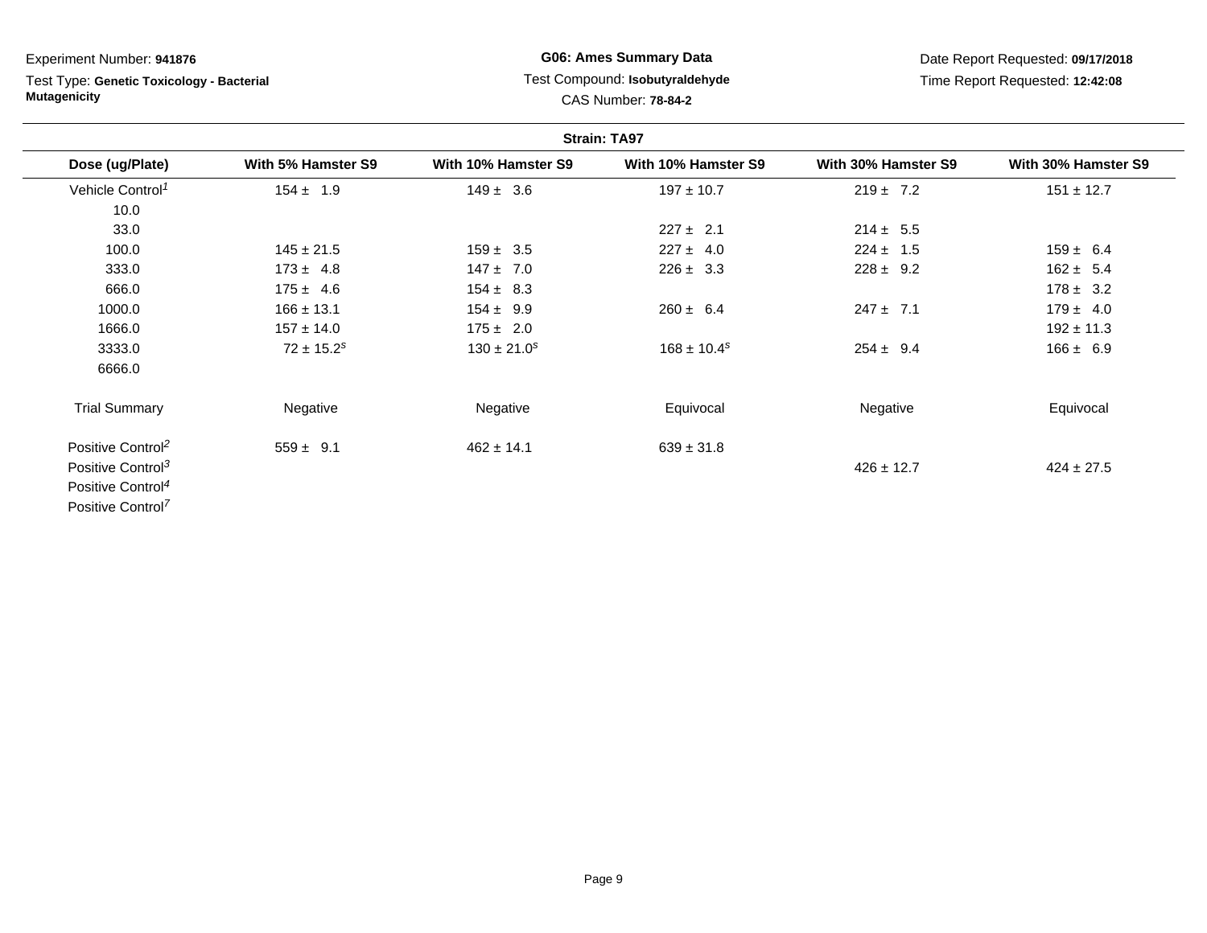Experiment Number: **941876**

Test Type: **Genetic Toxicology - Bacterial Mutagenicity**

**G06: Ames Summary Data**

Test Compound: **Isobutyraldehyde**

CAS Number: **78-84-2**

Date Report Requested: **09/17/2018**

Time Report Requested: **12:42:08**

**Strain: TA97**

| Dose (ug/Plate) | With 5% Hamster S9 | With 10% Hamster S9 | With 10% Hamster S9 | With 30% Hamster S9 | With 30% Hamster S9 |
|---|---|---|---|---|---|
| Vehicle Control[1] | 154 ± 1.9 | 149 ± 3.6 | 197 ± 10.7 | 219 ± 7.2 | 151 ± 12.7 |
| 10.0 | | | | | |
| 33.0 | | | 227 ± 2.1 | 214 ± 5.5 | |
| 100.0 | 145 ± 21.5 | 159 ± 3.5 | 227 ± 4.0 | 224 ± 1.5 | 159 ± 6.4 |
| 333.0 | 173 ± 4.8 | 147 ± 7.0 | 226 ± 3.3 | 228 ± 9.2 | 162 ± 5.4 |
| 666.0 | 175 ± 4.6 | 154 ± 8.3 | | | 178 ± 3.2 |
| 1000.0 | 166 ± 13.1 | 154 ± 9.9 | 260 ± 6.4 | 247 ± 7.1 | 179 ± 4.0 |
| 1666.0 | 157 ± 14.0 | 175 ± 2.0 | | | 192 ± 11.3 |
| 3333.0 | 72 ± 15.2[s] | 130 ± 21.0[s] | 168 ± 10.4[s] | 254 ± 9.4 | 166 ± 6.9 |
| 6666.0 | | | | | |
| Trial Summary | Negative | Negative | Equivocal | Negative | Equivocal |
| Positive Control[2] | 559 ± 9.1 | 462 ± 14.1 | 639 ± 31.8 | | |
| Positive Control[3] | | | | 426 ± 12.7 | 424 ± 27.5 |
| Positive Control[4] | | | | | |
| Positive Control[7] | | | | | |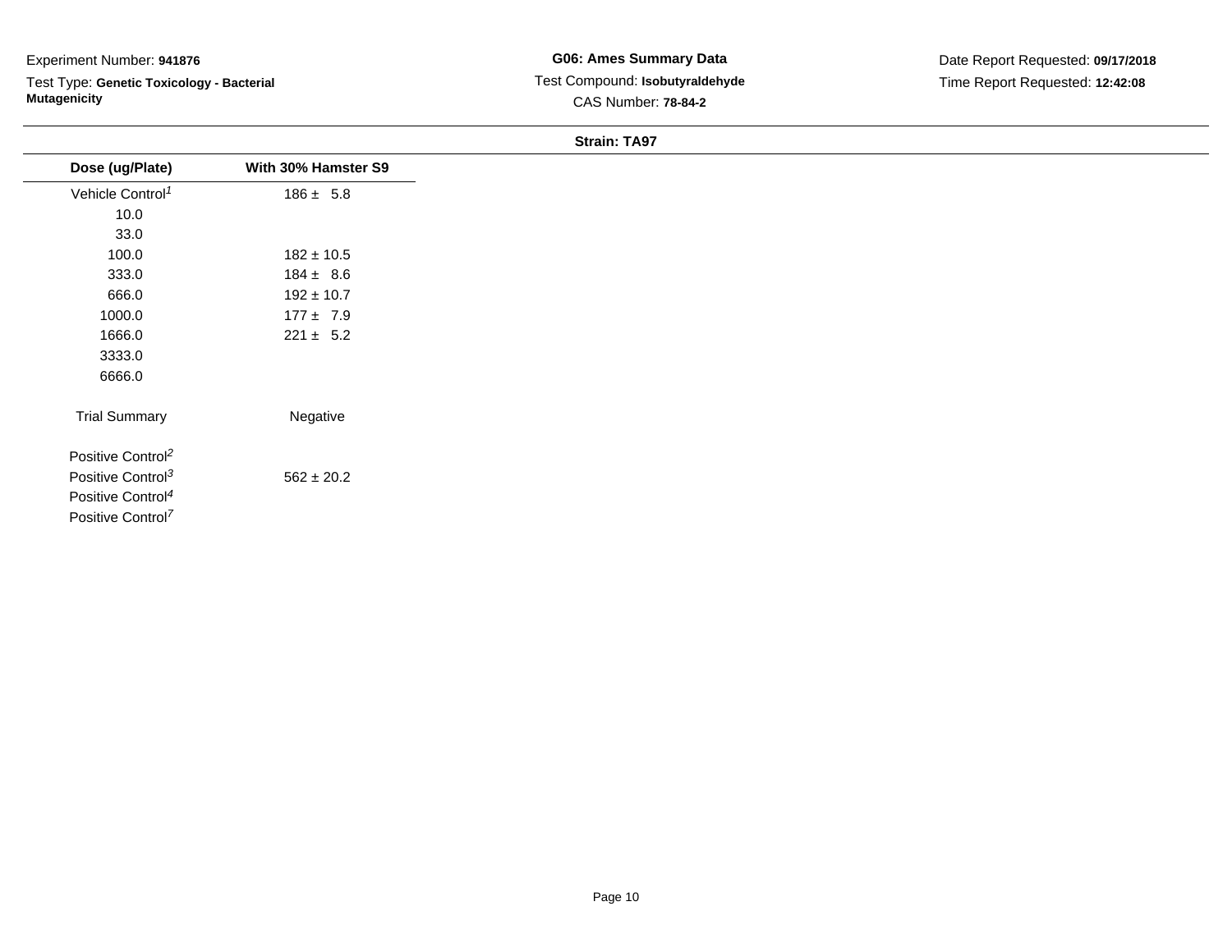Experiment Number: **941876**

Test Type: **Genetic Toxicology - Bacterial Mutagenicity**

**G06: Ames Summary Data**

Test Compound: **Isobutyraldehyde**

CAS Number: **78-84-2**

Date Report Requested: **09/17/2018**

Time Report Requested: **12:42:08**

**Strain: TA97**

| Dose (ug/Plate) | With 30% Hamster S9 |
|---|---|
| Vehicle Control[1] | 186 ± 5.8 |
| 10.0 | |
| 33.0 | |
| 100.0 | 182 ± 10.5 |
| 333.0 | 184 ± 8.6 |
| 666.0 | 192 ± 10.7 |
| 1000.0 | 177 ± 7.9 |
| 1666.0 | 221 ± 5.2 |
| 3333.0 | |
| 6666.0 | |
| Trial Summary | Negative |
| Positive Control[2] | |
| Positive Control[3] | 562 ± 20.2 |
| Positive Control[4] | |
| Positive Control[7] | |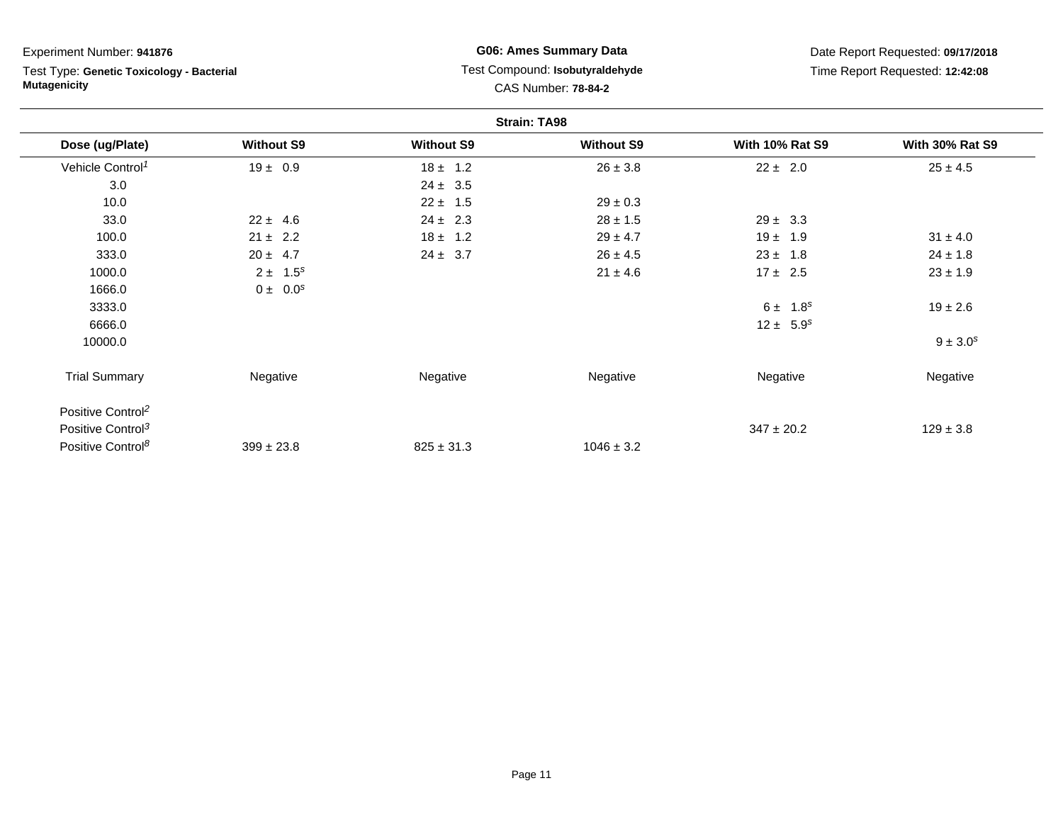Experiment Number: **941876**

Test Type: **Genetic Toxicology - Bacterial Mutagenicity**

**G06: Ames Summary Data**

Test Compound: **Isobutyraldehyde**

CAS Number: **78-84-2**

Date Report Requested: **09/17/2018**

Time Report Requested: **12:42:08**

**Strain: TA98**

| Dose (ug/Plate) | Without S9 | Without S9 | Without S9 | With 10% Rat S9 | With 30% Rat S9 |
|---|---|---|---|---|---|
| Vehicle Control[1] | 19 ± 0.9 | 18 ± 1.2 | 26 ± 3.8 | 22 ± 2.0 | 25 ± 4.5 |
| 3.0 | | 24 ± 3.5 | | | |
| 10.0 | | 22 ± 1.5 | 29 ± 0.3 | | |
| 33.0 | 22 ± 4.6 | 24 ± 2.3 | 28 ± 1.5 | 29 ± 3.3 | |
| 100.0 | 21 ± 2.2 | 18 ± 1.2 | 29 ± 4.7 | 19 ± 1.9 | 31 ± 4.0 |
| 333.0 | 20 ± 4.7 | 24 ± 3.7 | 26 ± 4.5 | 23 ± 1.8 | 24 ± 1.8 |
| 1000.0 | 2 ± 1.5[s] | | 21 ± 4.6 | 17 ± 2.5 | 23 ± 1.9 |
| 1666.0 | 0 ± 0.0[s] | | | | |
| 3333.0 | | | | 6 ± 1.8[s] | 19 ± 2.6 |
| 6666.0 | | | | 12 ± 5.9[s] | |
| 10000.0 | | | | | 9 ± 3.0[s] |
| Trial Summary | Negative | Negative | Negative | Negative | Negative |
| Positive Control[2] | | | | | |
| Positive Control[3] | | | | 347 ± 20.2 | 129 ± 3.8 |
| Positive Control[8] | 399 ± 23.8 | 825 ± 31.3 | 1046 ± 3.2 | | |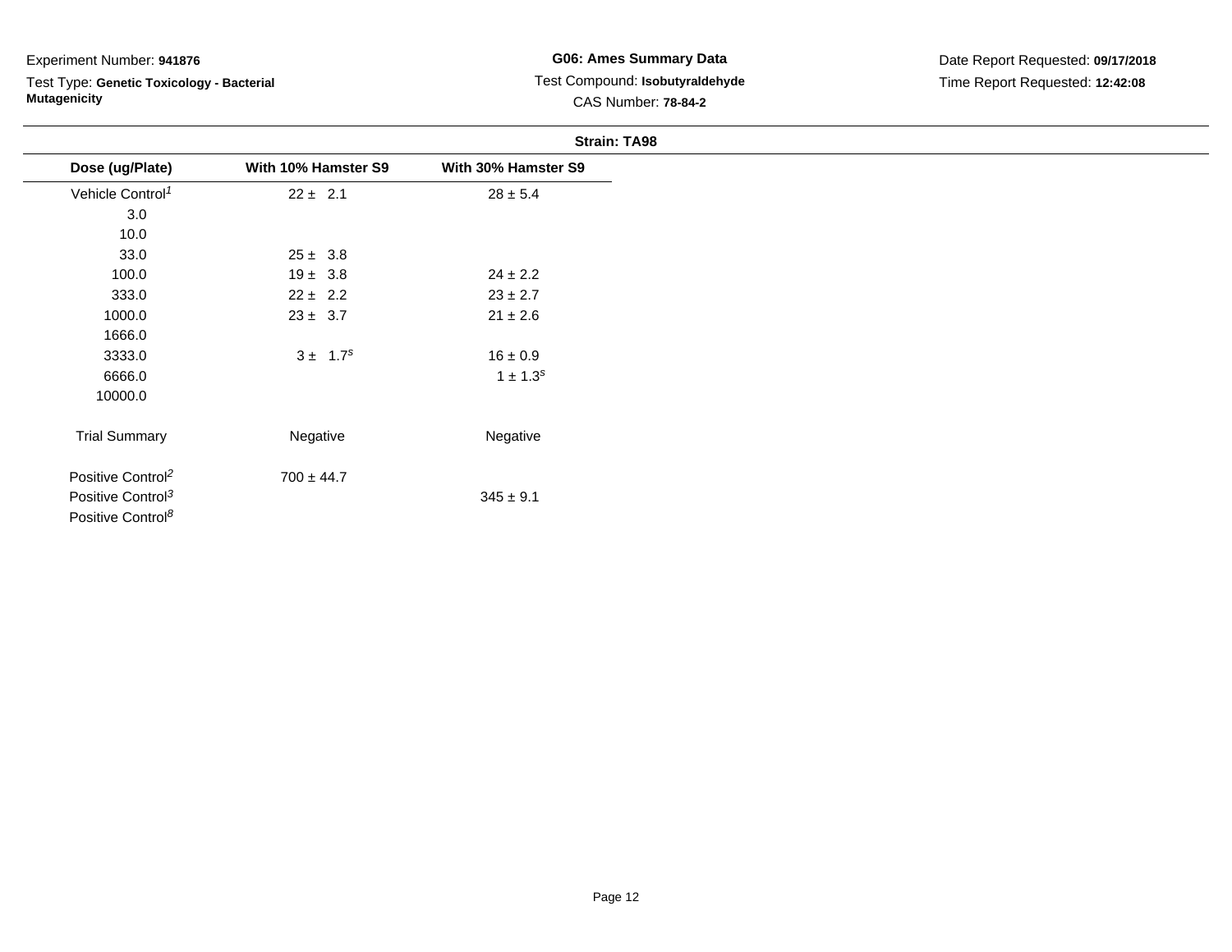Experiment Number: **941876**

Test Type: **Genetic Toxicology - Bacterial Mutagenicity**

**G06: Ames Summary Data**

Test Compound: **Isobutyraldehyde**

CAS Number: **78-84-2**

Date Report Requested: **09/17/2018**

Time Report Requested: **12:42:08**

**Strain: TA98**

| Dose (ug/Plate) | With 10% Hamster S9 | With 30% Hamster S9 |
|---|---|---|
| Vehicle Control[1] | 22 ± 2.1 | 28 ± 5.4 |
| 3.0 | | |
| 10.0 | | |
| 33.0 | 25 ± 3.8 | |
| 100.0 | 19 ± 3.8 | 24 ± 2.2 |
| 333.0 | 22 ± 2.2 | 23 ± 2.7 |
| 1000.0 | 23 ± 3.7 | 21 ± 2.6 |
| 1666.0 | | |
| 3333.0 | 3 ± 1.7[s] | 16 ± 0.9 |
| 6666.0 | | 1 ± 1.3[s] |
| 10000.0 | | |
| Trial Summary | Negative | Negative |
| Positive Control[2] | 700 ± 44.7 | |
| Positive Control[3] | | 345 ± 9.1 |
| Positive Control[8] | | |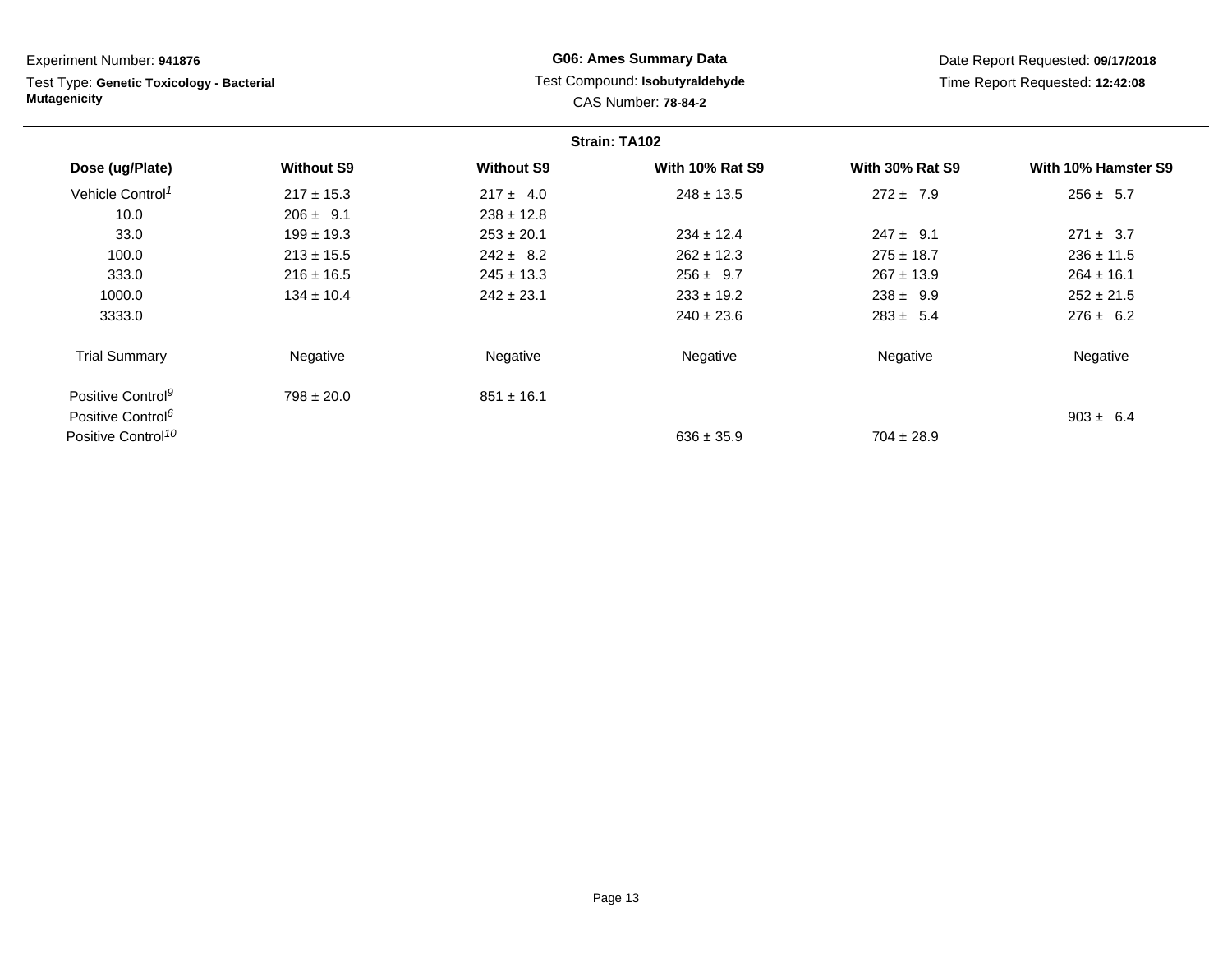Experiment Number: **941876**

Test Type: **Genetic Toxicology - Bacterial Mutagenicity**

**G06: Ames Summary Data**

Test Compound: **Isobutyraldehyde**

CAS Number: **78-84-2**

Date Report Requested: **09/17/2018**

Time Report Requested: **12:42:08**

**Strain: TA102**

| Dose (ug/Plate) | Without S9 | Without S9 | With 10% Rat S9 | With 30% Rat S9 | With 10% Hamster S9 |
|---|---|---|---|---|---|
| Vehicle Control[1] | 217 ± 15.3 | 217 ± 4.0 | 248 ± 13.5 | 272 ± 7.9 | 256 ± 5.7 |
| 10.0 | 206 ± 9.1 | 238 ± 12.8 | | | |
| 33.0 | 199 ± 19.3 | 253 ± 20.1 | 234 ± 12.4 | 247 ± 9.1 | 271 ± 3.7 |
| 100.0 | 213 ± 15.5 | 242 ± 8.2 | 262 ± 12.3 | 275 ± 18.7 | 236 ± 11.5 |
| 333.0 | 216 ± 16.5 | 245 ± 13.3 | 256 ± 9.7 | 267 ± 13.9 | 264 ± 16.1 |
| 1000.0 | 134 ± 10.4 | 242 ± 23.1 | 233 ± 19.2 | 238 ± 9.9 | 252 ± 21.5 |
| 3333.0 | | | 240 ± 23.6 | 283 ± 5.4 | 276 ± 6.2 |
| Trial Summary | Negative | Negative | Negative | Negative | Negative |
| Positive Control[9] | 798 ± 20.0 | 851 ± 16.1 | | | |
| Positive Control[6] | | | | | 903 ± 6.4 |
| Positive Control[10] | | | 636 ± 35.9 | 704 ± 28.9 | |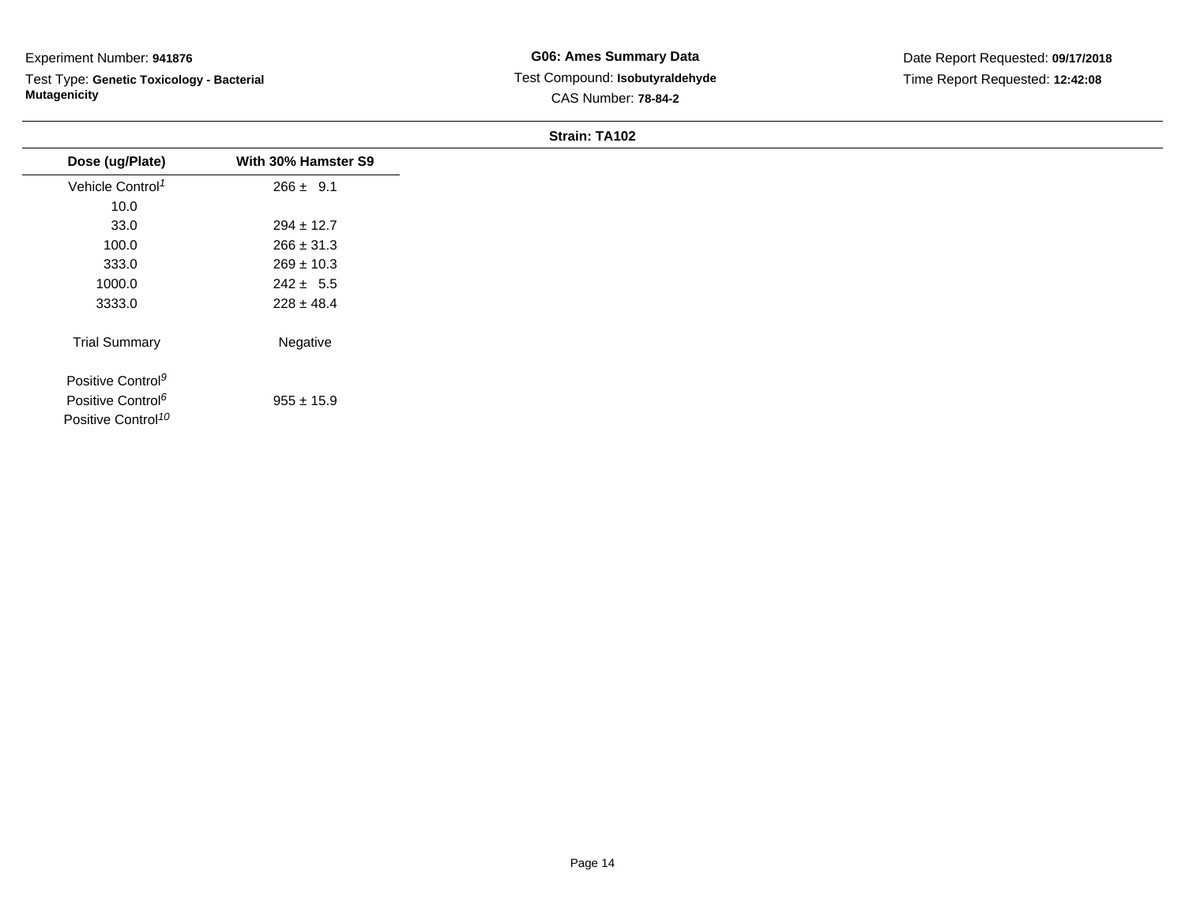Experiment Number: **941876**

Test Type: **Genetic Toxicology - Bacterial Mutagenicity**

**G06: Ames Summary Data**

Test Compound: **Isobutyraldehyde**

CAS Number: **78-84-2**

Date Report Requested: **09/17/2018**

Time Report Requested: **12:42:08**

**Strain: TA102**

| Dose (ug/Plate) | With 30% Hamster S9 |
|---|---|
| Vehicle Control[1] | 266 ± 9.1 |
| 10.0 | |
| 33.0 | 294 ± 12.7 |
| 100.0 | 266 ± 31.3 |
| 333.0 | 269 ± 10.3 |
| 1000.0 | 242 ± 5.5 |
| 3333.0 | 228 ± 48.4 |
| Trial Summary | Negative |
| Positive Control[9] | |
| Positive Control[6] | 955 ± 15.9 |
| Positive Control[10] | |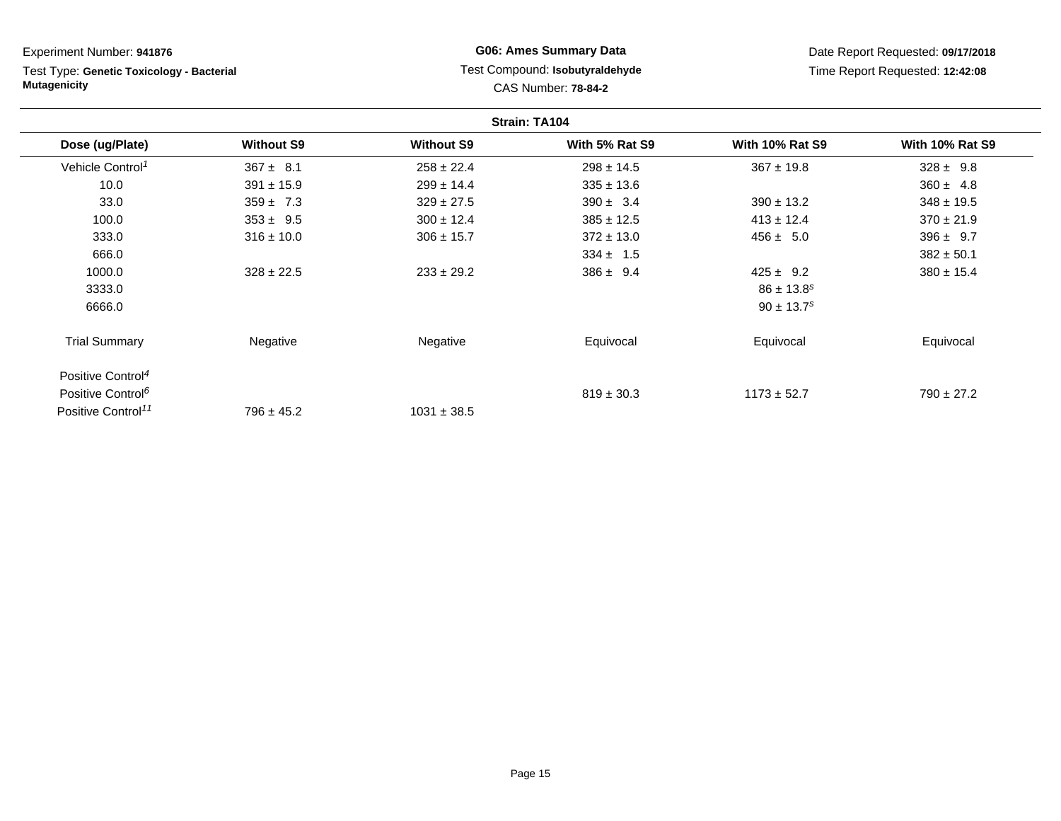Experiment Number: **941876**

Test Type: **Genetic Toxicology - Bacterial Mutagenicity**

**G06: Ames Summary Data**

Test Compound: **Isobutyraldehyde**

CAS Number: **78-84-2**

Date Report Requested: **09/17/2018**

Time Report Requested: **12:42:08**

**Strain: TA104**

| Dose (ug/Plate) | Without S9 | Without S9 | With 5% Rat S9 | With 10% Rat S9 | With 10% Rat S9 |
|---|---|---|---|---|---|
| Vehicle Control[1] | 367 ± 8.1 | 258 ± 22.4 | 298 ± 14.5 | 367 ± 19.8 | 328 ± 9.8 |
| 10.0 | 391 ± 15.9 | 299 ± 14.4 | 335 ± 13.6 | | 360 ± 4.8 |
| 33.0 | 359 ± 7.3 | 329 ± 27.5 | 390 ± 3.4 | 390 ± 13.2 | 348 ± 19.5 |
| 100.0 | 353 ± 9.5 | 300 ± 12.4 | 385 ± 12.5 | 413 ± 12.4 | 370 ± 21.9 |
| 333.0 | 316 ± 10.0 | 306 ± 15.7 | 372 ± 13.0 | 456 ± 5.0 | 396 ± 9.7 |
| 666.0 | | | 334 ± 1.5 | | 382 ± 50.1 |
| 1000.0 | 328 ± 22.5 | 233 ± 29.2 | 386 ± 9.4 | 425 ± 9.2 | 380 ± 15.4 |
| 3333.0 | | | | 86 ± 13.8[s] | |
| 6666.0 | | | | 90 ± 13.7[s] | |
| Trial Summary | Negative | Negative | Equivocal | Equivocal | Equivocal |
| Positive Control[4] | | | | | |
| Positive Control[6] | | | 819 ± 30.3 | 1173 ± 52.7 | 790 ± 27.2 |
| Positive Control[11] | 796 ± 45.2 | 1031 ± 38.5 | | | |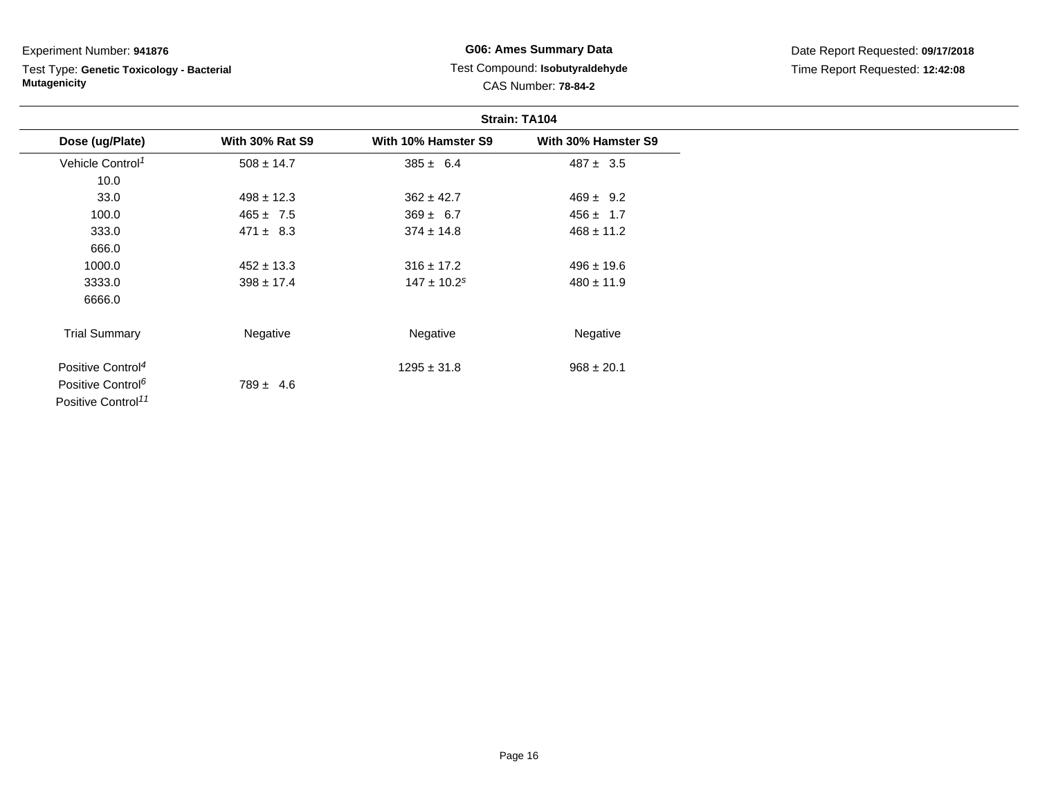Experiment Number: **941876**

Test Type: **Genetic Toxicology - Bacterial Mutagenicity**

**G06: Ames Summary Data**

Test Compound: **Isobutyraldehyde**

CAS Number: **78-84-2**

Date Report Requested: **09/17/2018**

Time Report Requested: **12:42:08**

**Strain: TA104**

| Dose (ug/Plate) | With 30% Rat S9 | With 10% Hamster S9 | With 30% Hamster S9 |
|---|---|---|---|
| Vehicle Control[1] | 508 ± 14.7 | 385 ± 6.4 | 487 ± 3.5 |
| 10.0 | | | |
| 33.0 | 498 ± 12.3 | 362 ± 42.7 | 469 ± 9.2 |
| 100.0 | 465 ± 7.5 | 369 ± 6.7 | 456 ± 1.7 |
| 333.0 | 471 ± 8.3 | 374 ± 14.8 | 468 ± 11.2 |
| 666.0 | | | |
| 1000.0 | 452 ± 13.3 | 316 ± 17.2 | 496 ± 19.6 |
| 3333.0 | 398 ± 17.4 | 147 ± 10.2[s] | 480 ± 11.9 |
| 6666.0 | | | |
| Trial Summary | Negative | Negative | Negative |
| Positive Control[4] | | 1295 ± 31.8 | 968 ± 20.1 |
| Positive Control[6] | 789 ± 4.6 | | |
| Positive Control[11] | | | |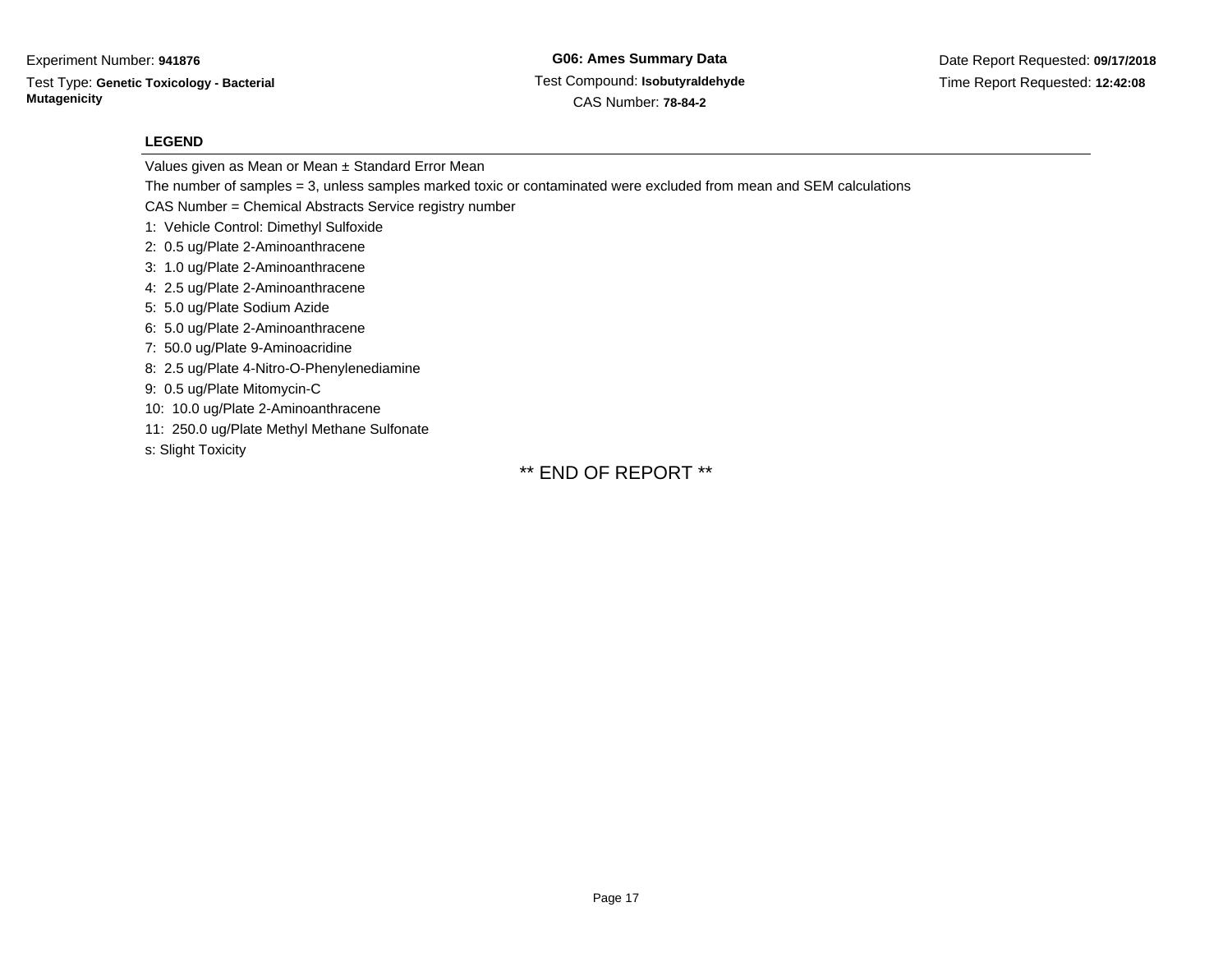Experiment Number: **941876**

Test Type: **Genetic Toxicology - Bacterial Mutagenicity**

**G06: Ames Summary Data**

Test Compound: **Isobutyraldehyde**

CAS Number: **78-84-2**

Date Report Requested: **09/17/2018**

Time Report Requested: **12:42:08**

**LEGEND**

Values given as Mean or Mean ± Standard Error Mean

The number of samples = 3, unless samples marked toxic or contaminated were excluded from mean and SEM calculations

CAS Number = Chemical Abstracts Service registry number

1: Vehicle Control: Dimethyl Sulfoxide

2: 0.5 ug/Plate 2-Aminoanthracene

3: 1.0 ug/Plate 2-Aminoanthracene

4: 2.5 ug/Plate 2-Aminoanthracene

5: 5.0 ug/Plate Sodium Azide

6: 5.0 ug/Plate 2-Aminoanthracene

7: 50.0 ug/Plate 9-Aminoacridine

8: 2.5 ug/Plate 4-Nitro-O-Phenylenediamine

9: 0.5 ug/Plate Mitomycin-C

10: 10.0 ug/Plate 2-Aminoanthracene

11: 250.0 ug/Plate Methyl Methane Sulfonate

s: Slight Toxicity

** END OF REPORT **